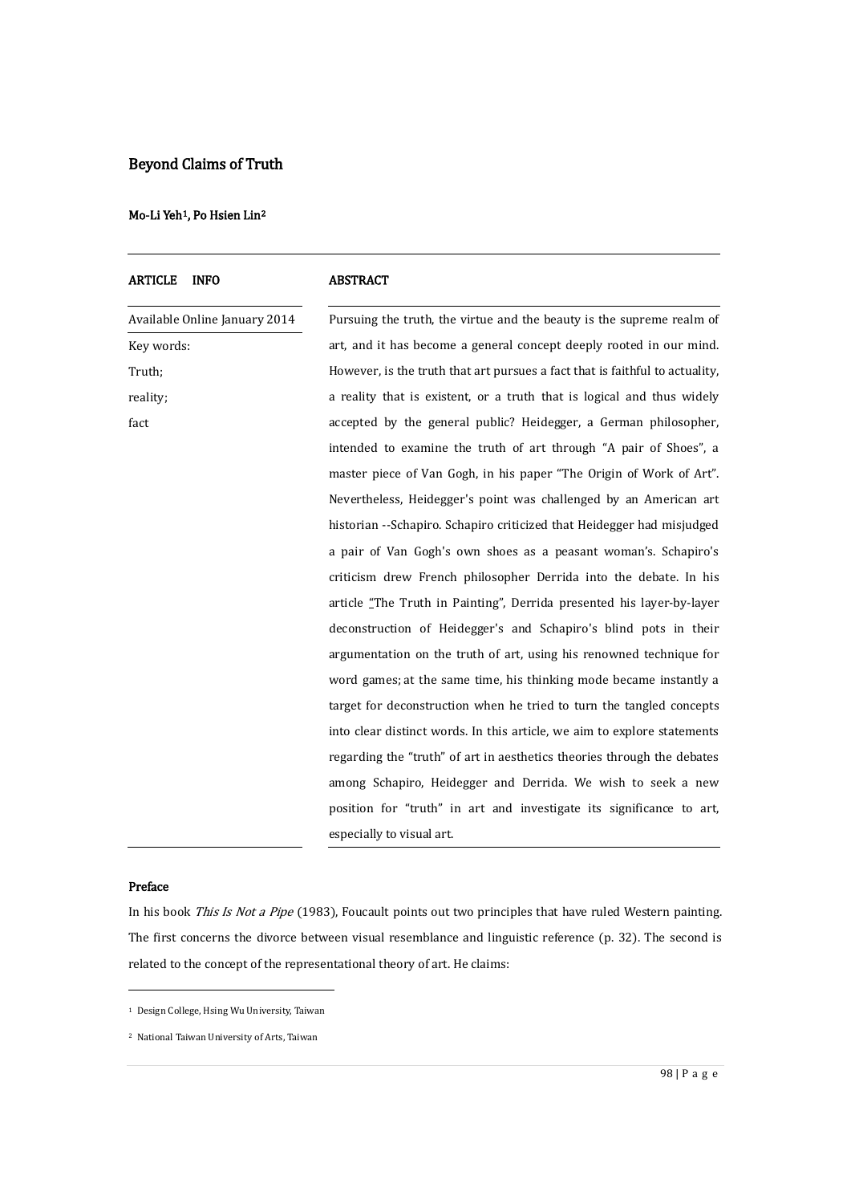# Beyond Claims of Truth

**Mo-Li Yeh[1], Po Hsien Lin[2]**

**ARTICLE INFO**

Available Online January 2014

Key words:
Truth;
reality;
fact

**ABSTRACT**

Pursuing the truth, the virtue and the beauty is the supreme realm of art, and it has become a general concept deeply rooted in our mind. However, is the truth that art pursues a fact that is faithful to actuality, a reality that is existent, or a truth that is logical and thus widely accepted by the general public? Heidegger, a German philosopher, intended to examine the truth of art through "A pair of Shoes", a master piece of Van Gogh, in his paper "The Origin of Work of Art". Nevertheless, Heidegger's point was challenged by an American art historian --Schapiro. Schapiro criticized that Heidegger had misjudged a pair of Van Gogh's own shoes as a peasant woman's. Schapiro's criticism drew French philosopher Derrida into the debate. In his article "The Truth in Painting", Derrida presented his layer-by-layer deconstruction of Heidegger's and Schapiro's blind pots in their argumentation on the truth of art, using his renowned technique for word games; at the same time, his thinking mode became instantly a target for deconstruction when he tried to turn the tangled concepts into clear distinct words. In this article, we aim to explore statements regarding the "truth" of art in aesthetics theories through the debates among Schapiro, Heidegger and Derrida. We wish to seek a new position for "truth" in art and investigate its significance to art, especially to visual art.

## Preface

In his book *This Is Not a Pipe* (1983), Foucault points out two principles that have ruled Western painting. The first concerns the divorce between visual resemblance and linguistic reference (p. 32). The second is related to the concept of the representational theory of art. He claims:

---

[1] Design College, Hsing Wu University, Taiwan

[2] National Taiwan University of Arts, Taiwan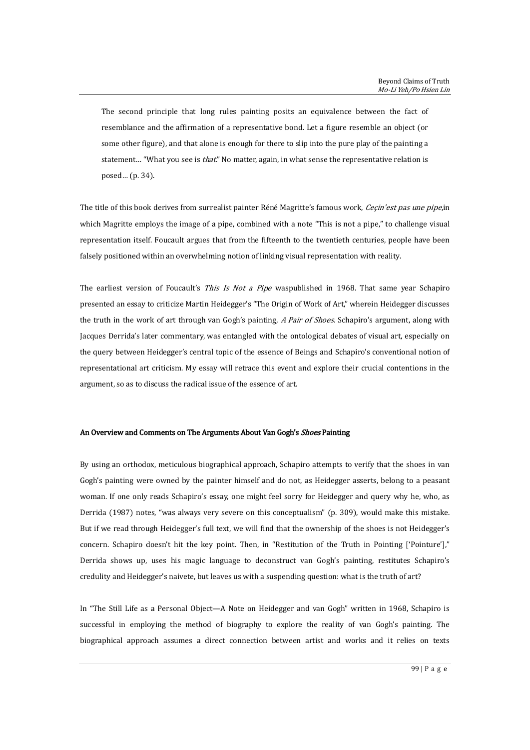> The second principle that long rules painting posits an equivalence between the fact of resemblance and the affirmation of a representative bond. Let a figure resemble an object (or some other figure), and that alone is enough for there to slip into the pure play of the painting a statement… "What you see is *that*." No matter, again, in what sense the representative relation is posed… (p. 34).

The title of this book derives from surrealist painter Réné Magritte's famous work, *Ceçin'est pas une pipe*,in which Magritte employs the image of a pipe, combined with a note "This is not a pipe," to challenge visual representation itself. Foucault argues that from the fifteenth to the twentieth centuries, people have been falsely positioned within an overwhelming notion of linking visual representation with reality.

The earliest version of Foucault's *This Is Not a Pipe* waspublished in 1968. That same year Schapiro presented an essay to criticize Martin Heidegger's "The Origin of Work of Art," wherein Heidegger discusses the truth in the work of art through van Gogh's painting, *A Pair of Shoes*. Schapiro's argument, along with Jacques Derrida's later commentary, was entangled with the ontological debates of visual art, especially on the query between Heidegger's central topic of the essence of Beings and Schapiro's conventional notion of representational art criticism. My essay will retrace this event and explore their crucial contentions in the argument, so as to discuss the radical issue of the essence of art.

## An Overview and Comments on The Arguments About Van Gogh's *Shoes* Painting

By using an orthodox, meticulous biographical approach, Schapiro attempts to verify that the shoes in van Gogh's painting were owned by the painter himself and do not, as Heidegger asserts, belong to a peasant woman. If one only reads Schapiro's essay, one might feel sorry for Heidegger and query why he, who, as Derrida (1987) notes, "was always very severe on this conceptualism" (p. 309), would make this mistake. But if we read through Heidegger's full text, we will find that the ownership of the shoes is not Heidegger's concern. Schapiro doesn't hit the key point. Then, in "Restitution of the Truth in Pointing ['Pointure']," Derrida shows up, uses his magic language to deconstruct van Gogh's painting, restitutes Schapiro's credulity and Heidegger's naivete, but leaves us with a suspending question: what is the truth of art?

In "The Still Life as a Personal Object—A Note on Heidegger and van Gogh" written in 1968, Schapiro is successful in employing the method of biography to explore the reality of van Gogh's painting. The biographical approach assumes a direct connection between artist and works and it relies on texts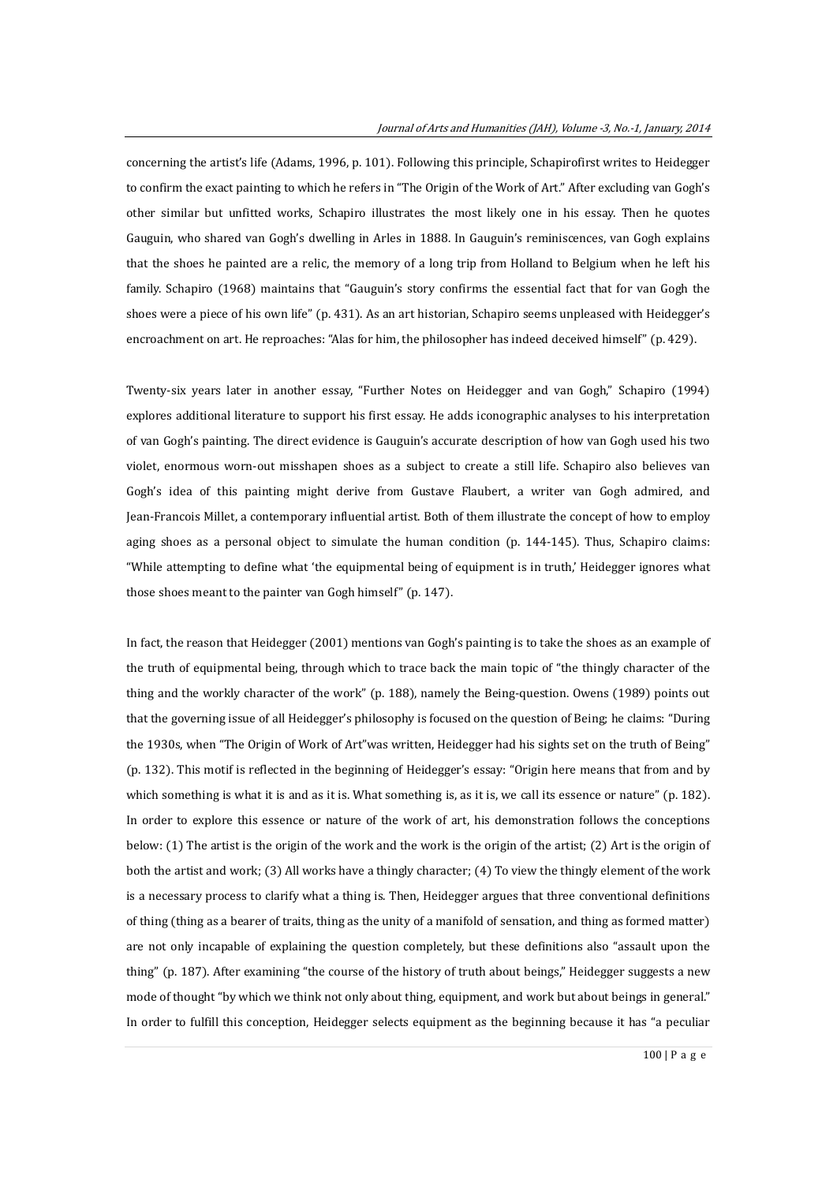concerning the artist's life (Adams, 1996, p. 101). Following this principle, Schapirofirst writes to Heidegger to confirm the exact painting to which he refers in "The Origin of the Work of Art." After excluding van Gogh's other similar but unfitted works, Schapiro illustrates the most likely one in his essay. Then he quotes Gauguin, who shared van Gogh's dwelling in Arles in 1888. In Gauguin's reminiscences, van Gogh explains that the shoes he painted are a relic, the memory of a long trip from Holland to Belgium when he left his family. Schapiro (1968) maintains that "Gauguin's story confirms the essential fact that for van Gogh the shoes were a piece of his own life" (p. 431). As an art historian, Schapiro seems unpleased with Heidegger's encroachment on art. He reproaches: "Alas for him, the philosopher has indeed deceived himself" (p. 429).

Twenty-six years later in another essay, "Further Notes on Heidegger and van Gogh," Schapiro (1994) explores additional literature to support his first essay. He adds iconographic analyses to his interpretation of van Gogh's painting. The direct evidence is Gauguin's accurate description of how van Gogh used his two violet, enormous worn-out misshapen shoes as a subject to create a still life. Schapiro also believes van Gogh's idea of this painting might derive from Gustave Flaubert, a writer van Gogh admired, and Jean-Francois Millet, a contemporary influential artist. Both of them illustrate the concept of how to employ aging shoes as a personal object to simulate the human condition (p. 144-145). Thus, Schapiro claims: "While attempting to define what 'the equipmental being of equipment is in truth,' Heidegger ignores what those shoes meant to the painter van Gogh himself" (p. 147).

In fact, the reason that Heidegger (2001) mentions van Gogh's painting is to take the shoes as an example of the truth of equipmental being, through which to trace back the main topic of "the thingly character of the thing and the workly character of the work" (p. 188), namely the Being-question. Owens (1989) points out that the governing issue of all Heidegger's philosophy is focused on the question of Being; he claims: "During the 1930s, when "The Origin of Work of Art"was written, Heidegger had his sights set on the truth of Being" (p. 132). This motif is reflected in the beginning of Heidegger's essay: "Origin here means that from and by which something is what it is and as it is. What something is, as it is, we call its essence or nature" (p. 182). In order to explore this essence or nature of the work of art, his demonstration follows the conceptions below: (1) The artist is the origin of the work and the work is the origin of the artist; (2) Art is the origin of both the artist and work; (3) All works have a thingly character; (4) To view the thingly element of the work is a necessary process to clarify what a thing is. Then, Heidegger argues that three conventional definitions of thing (thing as a bearer of traits, thing as the unity of a manifold of sensation, and thing as formed matter) are not only incapable of explaining the question completely, but these definitions also "assault upon the thing" (p. 187). After examining "the course of the history of truth about beings," Heidegger suggests a new mode of thought "by which we think not only about thing, equipment, and work but about beings in general." In order to fulfill this conception, Heidegger selects equipment as the beginning because it has "a peculiar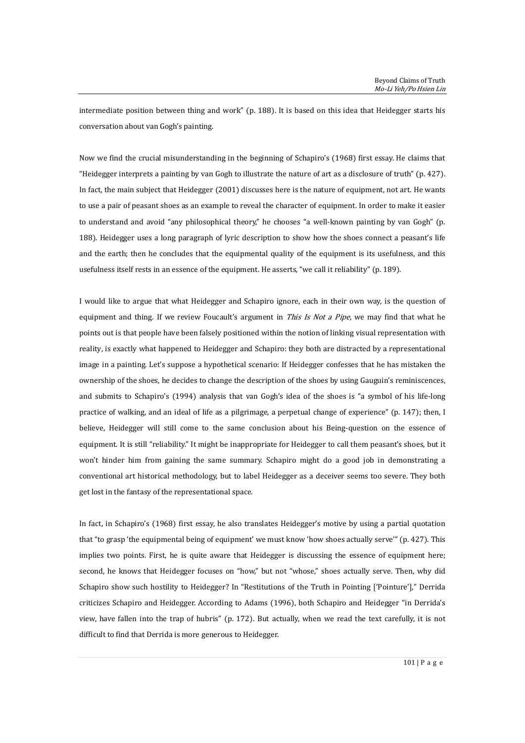intermediate position between thing and work" (p. 188). It is based on this idea that Heidegger starts his conversation about van Gogh's painting.

Now we find the crucial misunderstanding in the beginning of Schapiro's (1968) first essay. He claims that "Heidegger interprets a painting by van Gogh to illustrate the nature of art as a disclosure of truth" (p. 427). In fact, the main subject that Heidegger (2001) discusses here is the nature of equipment, not art. He wants to use a pair of peasant shoes as an example to reveal the character of equipment. In order to make it easier to understand and avoid "any philosophical theory," he chooses "a well-known painting by van Gogh" (p. 188). Heidegger uses a long paragraph of lyric description to show how the shoes connect a peasant's life and the earth; then he concludes that the equipmental quality of the equipment is its usefulness, and this usefulness itself rests in an essence of the equipment. He asserts, "we call it reliability" (p. 189).

I would like to argue that what Heidegger and Schapiro ignore, each in their own way, is the question of equipment and thing. If we review Foucault's argument in *This Is Not a Pipe*, we may find that what he points out is that people have been falsely positioned within the notion of linking visual representation with reality, is exactly what happened to Heidegger and Schapiro: they both are distracted by a representational image in a painting. Let's suppose a hypothetical scenario: If Heidegger confesses that he has mistaken the ownership of the shoes, he decides to change the description of the shoes by using Gauguin's reminiscences, and submits to Schapiro's (1994) analysis that van Gogh's idea of the shoes is "a symbol of his life-long practice of walking, and an ideal of life as a pilgrimage, a perpetual change of experience" (p. 147); then, I believe, Heidegger will still come to the same conclusion about his Being-question on the essence of equipment. It is still "reliability." It might be inappropriate for Heidegger to call them peasant's shoes, but it won't hinder him from gaining the same summary. Schapiro might do a good job in demonstrating a conventional art historical methodology, but to label Heidegger as a deceiver seems too severe. They both get lost in the fantasy of the representational space.

In fact, in Schapiro's (1968) first essay, he also translates Heidegger's motive by using a partial quotation that "to grasp 'the equipmental being of equipment' we must know 'how shoes actually serve'" (p. 427). This implies two points. First, he is quite aware that Heidegger is discussing the essence of equipment here; second, he knows that Heidegger focuses on "how," but not "whose," shoes actually serve. Then, why did Schapiro show such hostility to Heidegger? In "Restitutions of the Truth in Pointing ['Pointure']," Derrida criticizes Schapiro and Heidegger. According to Adams (1996), both Schapiro and Heidegger "in Derrida's view, have fallen into the trap of hubris" (p. 172). But actually, when we read the text carefully, it is not difficult to find that Derrida is more generous to Heidegger.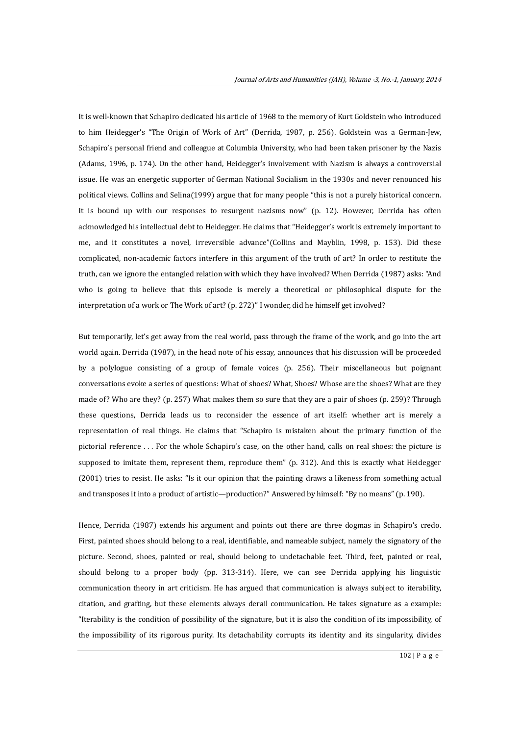It is well-known that Schapiro dedicated his article of 1968 to the memory of Kurt Goldstein who introduced to him Heidegger's "The Origin of Work of Art" (Derrida, 1987, p. 256). Goldstein was a German-Jew, Schapiro's personal friend and colleague at Columbia University, who had been taken prisoner by the Nazis (Adams, 1996, p. 174). On the other hand, Heidegger's involvement with Nazism is always a controversial issue. He was an energetic supporter of German National Socialism in the 1930s and never renounced his political views. Collins and Selina(1999) argue that for many people "this is not a purely historical concern. It is bound up with our responses to resurgent nazisms now" (p. 12). However, Derrida has often acknowledged his intellectual debt to Heidegger. He claims that "Heidegger's work is extremely important to me, and it constitutes a novel, irreversible advance"(Collins and Mayblin, 1998, p. 153). Did these complicated, non-academic factors interfere in this argument of the truth of art? In order to restitute the truth, can we ignore the entangled relation with which they have involved? When Derrida (1987) asks: "And who is going to believe that this episode is merely a theoretical or philosophical dispute for the interpretation of a work or The Work of art? (p. 272)" I wonder, did he himself get involved?

But temporarily, let's get away from the real world, pass through the frame of the work, and go into the art world again. Derrida (1987), in the head note of his essay, announces that his discussion will be proceeded by a polylogue consisting of a group of female voices (p. 256). Their miscellaneous but poignant conversations evoke a series of questions: What of shoes? What, Shoes? Whose are the shoes? What are they made of? Who are they? (p. 257) What makes them so sure that they are a pair of shoes (p. 259)? Through these questions, Derrida leads us to reconsider the essence of art itself: whether art is merely a representation of real things. He claims that "Schapiro is mistaken about the primary function of the pictorial reference . . . For the whole Schapiro's case, on the other hand, calls on real shoes: the picture is supposed to imitate them, represent them, reproduce them" (p. 312). And this is exactly what Heidegger (2001) tries to resist. He asks: "Is it our opinion that the painting draws a likeness from something actual and transposes it into a product of artistic—production?" Answered by himself: "By no means" (p. 190).

Hence, Derrida (1987) extends his argument and points out there are three dogmas in Schapiro's credo. First, painted shoes should belong to a real, identifiable, and nameable subject, namely the signatory of the picture. Second, shoes, painted or real, should belong to undetachable feet. Third, feet, painted or real, should belong to a proper body (pp. 313-314). Here, we can see Derrida applying his linguistic communication theory in art criticism. He has argued that communication is always subject to iterability, citation, and grafting, but these elements always derail communication. He takes signature as a example: "Iterability is the condition of possibility of the signature, but it is also the condition of its impossibility, of the impossibility of its rigorous purity. Its detachability corrupts its identity and its singularity, divides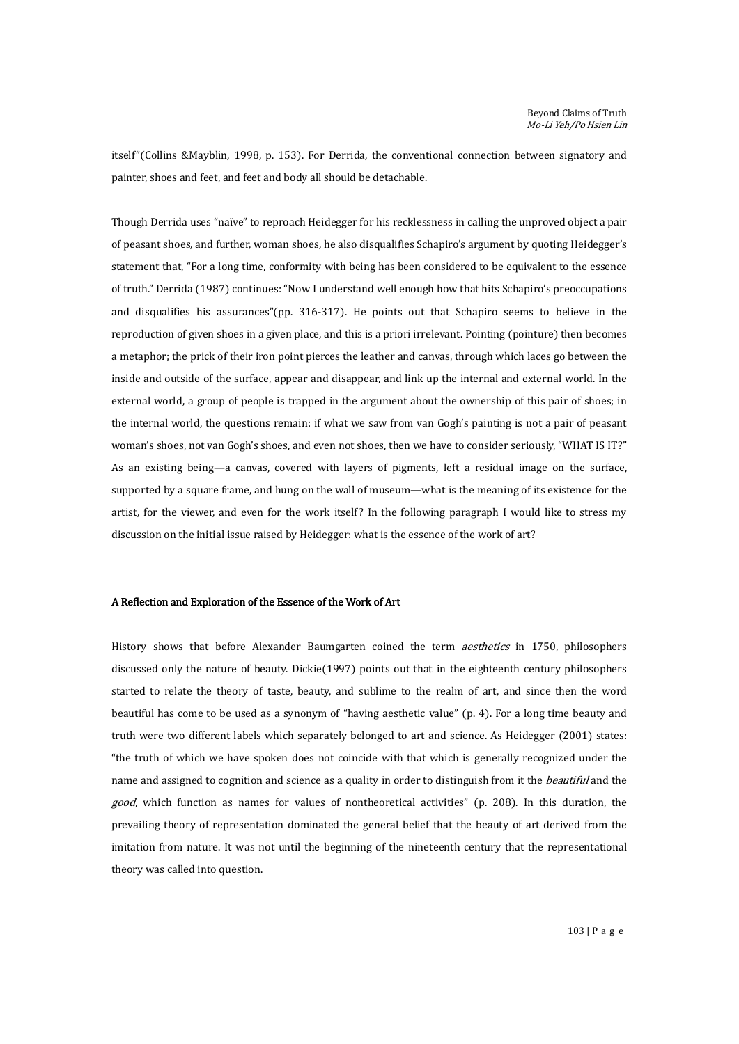itself"(Collins &Mayblin, 1998, p. 153). For Derrida, the conventional connection between signatory and painter, shoes and feet, and feet and body all should be detachable.

Though Derrida uses "naïve" to reproach Heidegger for his recklessness in calling the unproved object a pair of peasant shoes, and further, woman shoes, he also disqualifies Schapiro's argument by quoting Heidegger's statement that, "For a long time, conformity with being has been considered to be equivalent to the essence of truth." Derrida (1987) continues: "Now I understand well enough how that hits Schapiro's preoccupations and disqualifies his assurances"(pp. 316-317). He points out that Schapiro seems to believe in the reproduction of given shoes in a given place, and this is a priori irrelevant. Pointing (pointure) then becomes a metaphor; the prick of their iron point pierces the leather and canvas, through which laces go between the inside and outside of the surface, appear and disappear, and link up the internal and external world. In the external world, a group of people is trapped in the argument about the ownership of this pair of shoes; in the internal world, the questions remain: if what we saw from van Gogh's painting is not a pair of peasant woman's shoes, not van Gogh's shoes, and even not shoes, then we have to consider seriously, "WHAT IS IT?" As an existing being—a canvas, covered with layers of pigments, left a residual image on the surface, supported by a square frame, and hung on the wall of museum—what is the meaning of its existence for the artist, for the viewer, and even for the work itself? In the following paragraph I would like to stress my discussion on the initial issue raised by Heidegger: what is the essence of the work of art?

## A Reflection and Exploration of the Essence of the Work of Art

History shows that before Alexander Baumgarten coined the term *aesthetics* in 1750, philosophers discussed only the nature of beauty. Dickie(1997) points out that in the eighteenth century philosophers started to relate the theory of taste, beauty, and sublime to the realm of art, and since then the word beautiful has come to be used as a synonym of "having aesthetic value" (p. 4). For a long time beauty and truth were two different labels which separately belonged to art and science. As Heidegger (2001) states: "the truth of which we have spoken does not coincide with that which is generally recognized under the name and assigned to cognition and science as a quality in order to distinguish from it the *beautiful* and the *good*, which function as names for values of nontheoretical activities" (p. 208). In this duration, the prevailing theory of representation dominated the general belief that the beauty of art derived from the imitation from nature. It was not until the beginning of the nineteenth century that the representational theory was called into question.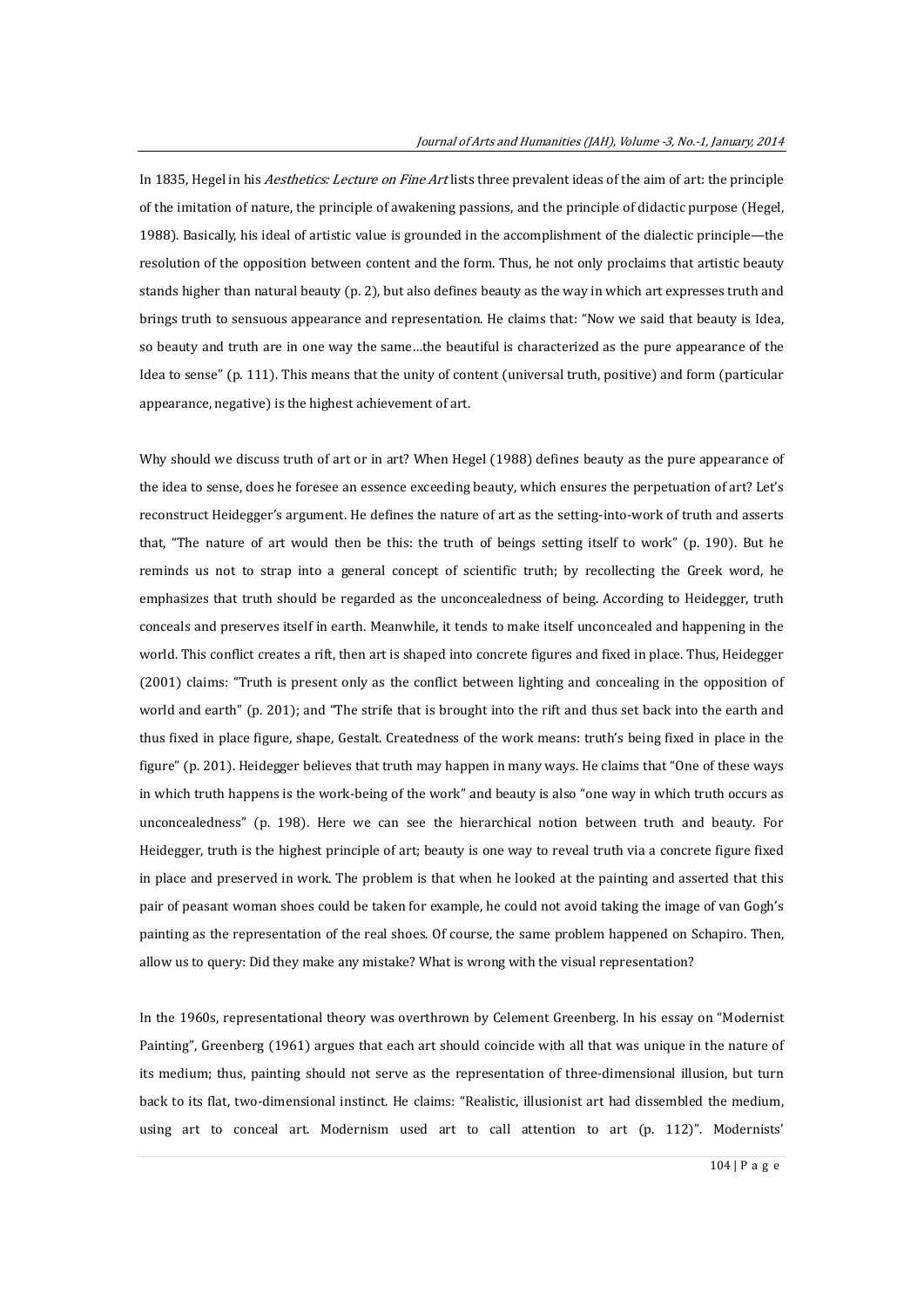In 1835, Hegel in his *Aesthetics: Lecture on Fine Art* lists three prevalent ideas of the aim of art: the principle of the imitation of nature, the principle of awakening passions, and the principle of didactic purpose (Hegel, 1988). Basically, his ideal of artistic value is grounded in the accomplishment of the dialectic principle—the resolution of the opposition between content and the form. Thus, he not only proclaims that artistic beauty stands higher than natural beauty (p. 2), but also defines beauty as the way in which art expresses truth and brings truth to sensuous appearance and representation. He claims that: "Now we said that beauty is Idea, so beauty and truth are in one way the same…the beautiful is characterized as the pure appearance of the Idea to sense" (p. 111). This means that the unity of content (universal truth, positive) and form (particular appearance, negative) is the highest achievement of art.

Why should we discuss truth of art or in art? When Hegel (1988) defines beauty as the pure appearance of the idea to sense, does he foresee an essence exceeding beauty, which ensures the perpetuation of art? Let's reconstruct Heidegger's argument. He defines the nature of art as the setting-into-work of truth and asserts that, "The nature of art would then be this: the truth of beings setting itself to work" (p. 190). But he reminds us not to strap into a general concept of scientific truth; by recollecting the Greek word, he emphasizes that truth should be regarded as the unconcealedness of being. According to Heidegger, truth conceals and preserves itself in earth. Meanwhile, it tends to make itself unconcealed and happening in the world. This conflict creates a rift, then art is shaped into concrete figures and fixed in place. Thus, Heidegger (2001) claims: "Truth is present only as the conflict between lighting and concealing in the opposition of world and earth" (p. 201); and "The strife that is brought into the rift and thus set back into the earth and thus fixed in place figure, shape, Gestalt. Createdness of the work means: truth's being fixed in place in the figure" (p. 201). Heidegger believes that truth may happen in many ways. He claims that "One of these ways in which truth happens is the work-being of the work" and beauty is also "one way in which truth occurs as unconcealedness" (p. 198). Here we can see the hierarchical notion between truth and beauty. For Heidegger, truth is the highest principle of art; beauty is one way to reveal truth via a concrete figure fixed in place and preserved in work. The problem is that when he looked at the painting and asserted that this pair of peasant woman shoes could be taken for example, he could not avoid taking the image of van Gogh's painting as the representation of the real shoes. Of course, the same problem happened on Schapiro. Then, allow us to query: Did they make any mistake? What is wrong with the visual representation?

In the 1960s, representational theory was overthrown by Celement Greenberg. In his essay on "Modernist Painting", Greenberg (1961) argues that each art should coincide with all that was unique in the nature of its medium; thus, painting should not serve as the representation of three-dimensional illusion, but turn back to its flat, two-dimensional instinct. He claims: "Realistic, illusionist art had dissembled the medium, using art to conceal art. Modernism used art to call attention to art (p. 112)". Modernists'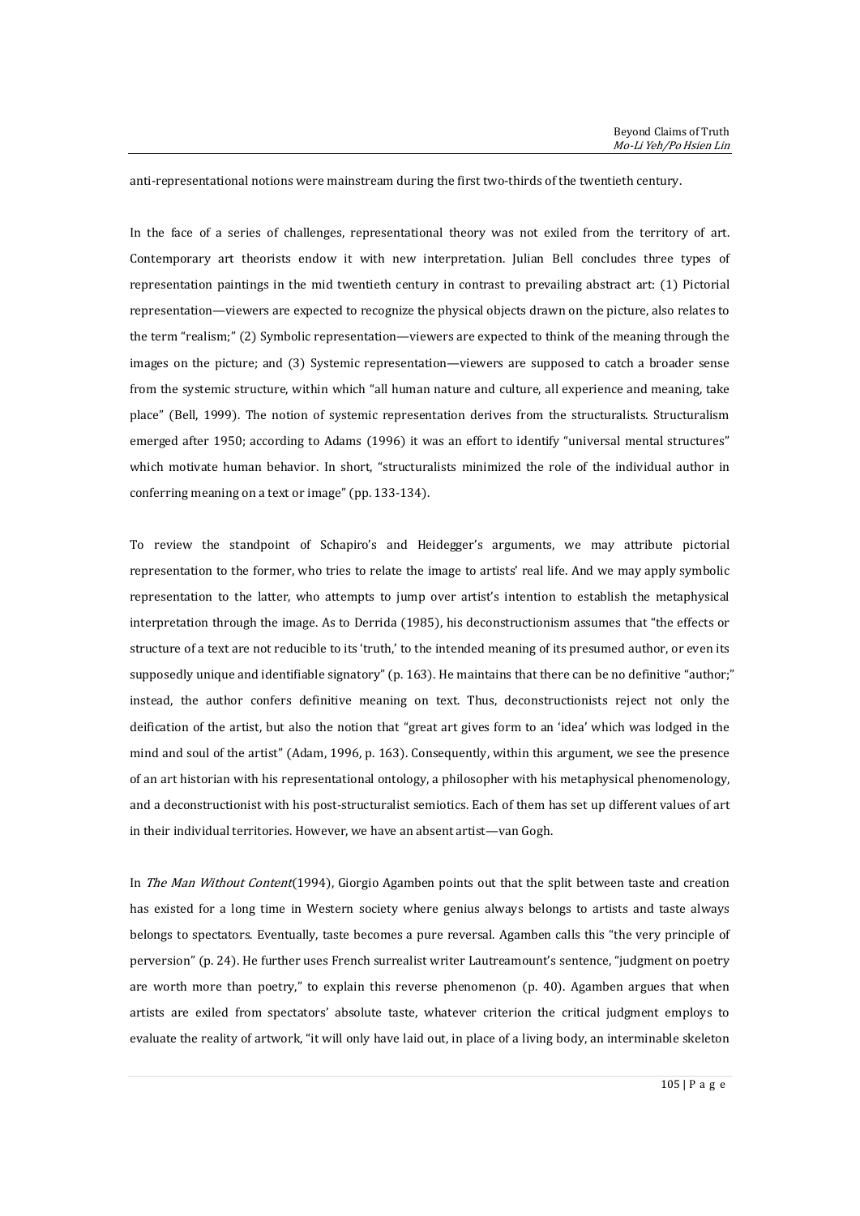anti-representational notions were mainstream during the first two-thirds of the twentieth century.

In the face of a series of challenges, representational theory was not exiled from the territory of art. Contemporary art theorists endow it with new interpretation. Julian Bell concludes three types of representation paintings in the mid twentieth century in contrast to prevailing abstract art: (1) Pictorial representation—viewers are expected to recognize the physical objects drawn on the picture, also relates to the term "realism;" (2) Symbolic representation—viewers are expected to think of the meaning through the images on the picture; and (3) Systemic representation—viewers are supposed to catch a broader sense from the systemic structure, within which "all human nature and culture, all experience and meaning, take place" (Bell, 1999). The notion of systemic representation derives from the structuralists. Structuralism emerged after 1950; according to Adams (1996) it was an effort to identify "universal mental structures" which motivate human behavior. In short, "structuralists minimized the role of the individual author in conferring meaning on a text or image" (pp. 133-134).

To review the standpoint of Schapiro's and Heidegger's arguments, we may attribute pictorial representation to the former, who tries to relate the image to artists' real life. And we may apply symbolic representation to the latter, who attempts to jump over artist's intention to establish the metaphysical interpretation through the image. As to Derrida (1985), his deconstructionism assumes that "the effects or structure of a text are not reducible to its 'truth,' to the intended meaning of its presumed author, or even its supposedly unique and identifiable signatory" (p. 163). He maintains that there can be no definitive "author;" instead, the author confers definitive meaning on text. Thus, deconstructionists reject not only the deification of the artist, but also the notion that "great art gives form to an 'idea' which was lodged in the mind and soul of the artist" (Adam, 1996, p. 163). Consequently, within this argument, we see the presence of an art historian with his representational ontology, a philosopher with his metaphysical phenomenology, and a deconstructionist with his post-structuralist semiotics. Each of them has set up different values of art in their individual territories. However, we have an absent artist—van Gogh.

In *The Man Without Content*(1994), Giorgio Agamben points out that the split between taste and creation has existed for a long time in Western society where genius always belongs to artists and taste always belongs to spectators. Eventually, taste becomes a pure reversal. Agamben calls this "the very principle of perversion" (p. 24). He further uses French surrealist writer Lautreamount's sentence, "judgment on poetry are worth more than poetry," to explain this reverse phenomenon (p. 40). Agamben argues that when artists are exiled from spectators' absolute taste, whatever criterion the critical judgment employs to evaluate the reality of artwork, "it will only have laid out, in place of a living body, an interminable skeleton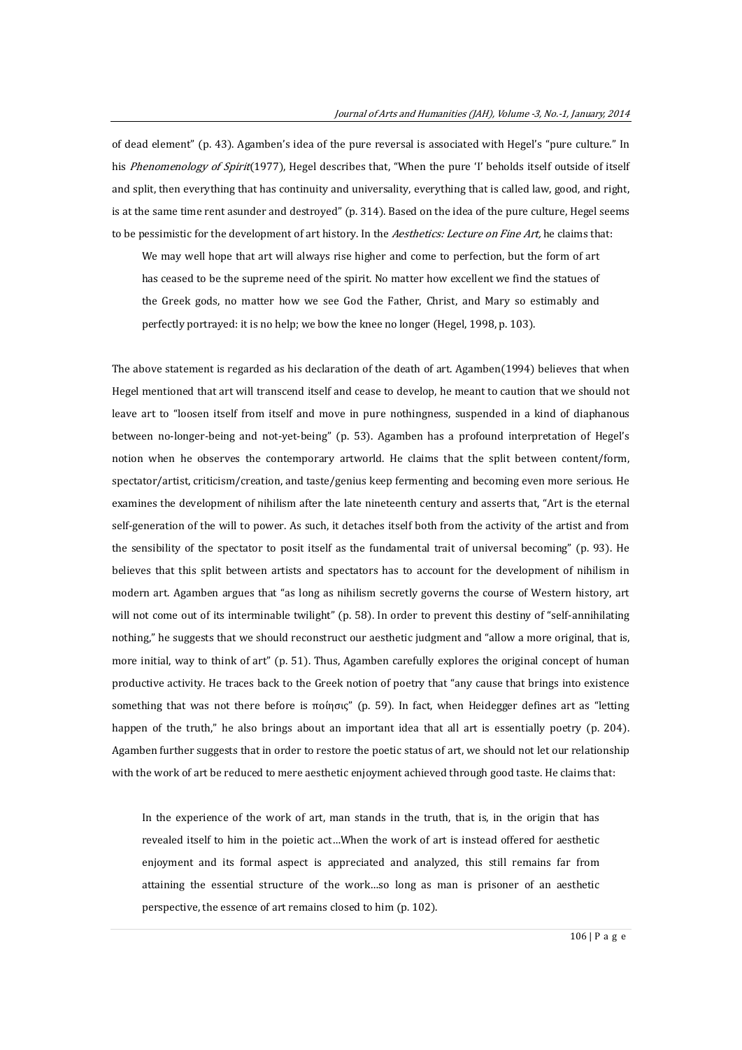of dead element" (p. 43). Agamben's idea of the pure reversal is associated with Hegel's "pure culture." In his *Phenomenology of Spirit*(1977), Hegel describes that, "When the pure 'I' beholds itself outside of itself and split, then everything that has continuity and universality, everything that is called law, good, and right, is at the same time rent asunder and destroyed" (p. 314). Based on the idea of the pure culture, Hegel seems to be pessimistic for the development of art history. In the *Aesthetics: Lecture on Fine Art,* he claims that:

> We may well hope that art will always rise higher and come to perfection, but the form of art has ceased to be the supreme need of the spirit. No matter how excellent we find the statues of the Greek gods, no matter how we see God the Father, Christ, and Mary so estimably and perfectly portrayed: it is no help; we bow the knee no longer (Hegel, 1998, p. 103).

The above statement is regarded as his declaration of the death of art. Agamben(1994) believes that when Hegel mentioned that art will transcend itself and cease to develop, he meant to caution that we should not leave art to "loosen itself from itself and move in pure nothingness, suspended in a kind of diaphanous between no-longer-being and not-yet-being" (p. 53). Agamben has a profound interpretation of Hegel's notion when he observes the contemporary artworld. He claims that the split between content/form, spectator/artist, criticism/creation, and taste/genius keep fermenting and becoming even more serious. He examines the development of nihilism after the late nineteenth century and asserts that, "Art is the eternal self-generation of the will to power. As such, it detaches itself both from the activity of the artist and from the sensibility of the spectator to posit itself as the fundamental trait of universal becoming" (p. 93). He believes that this split between artists and spectators has to account for the development of nihilism in modern art. Agamben argues that "as long as nihilism secretly governs the course of Western history, art will not come out of its interminable twilight" (p. 58). In order to prevent this destiny of "self-annihilating nothing," he suggests that we should reconstruct our aesthetic judgment and "allow a more original, that is, more initial, way to think of art" (p. 51). Thus, Agamben carefully explores the original concept of human productive activity. He traces back to the Greek notion of poetry that "any cause that brings into existence something that was not there before is ποίησις" (p. 59). In fact, when Heidegger defines art as "letting happen of the truth," he also brings about an important idea that all art is essentially poetry (p. 204). Agamben further suggests that in order to restore the poetic status of art, we should not let our relationship with the work of art be reduced to mere aesthetic enjoyment achieved through good taste. He claims that:

> In the experience of the work of art, man stands in the truth, that is, in the origin that has revealed itself to him in the poietic act…When the work of art is instead offered for aesthetic enjoyment and its formal aspect is appreciated and analyzed, this still remains far from attaining the essential structure of the work…so long as man is prisoner of an aesthetic perspective, the essence of art remains closed to him (p. 102).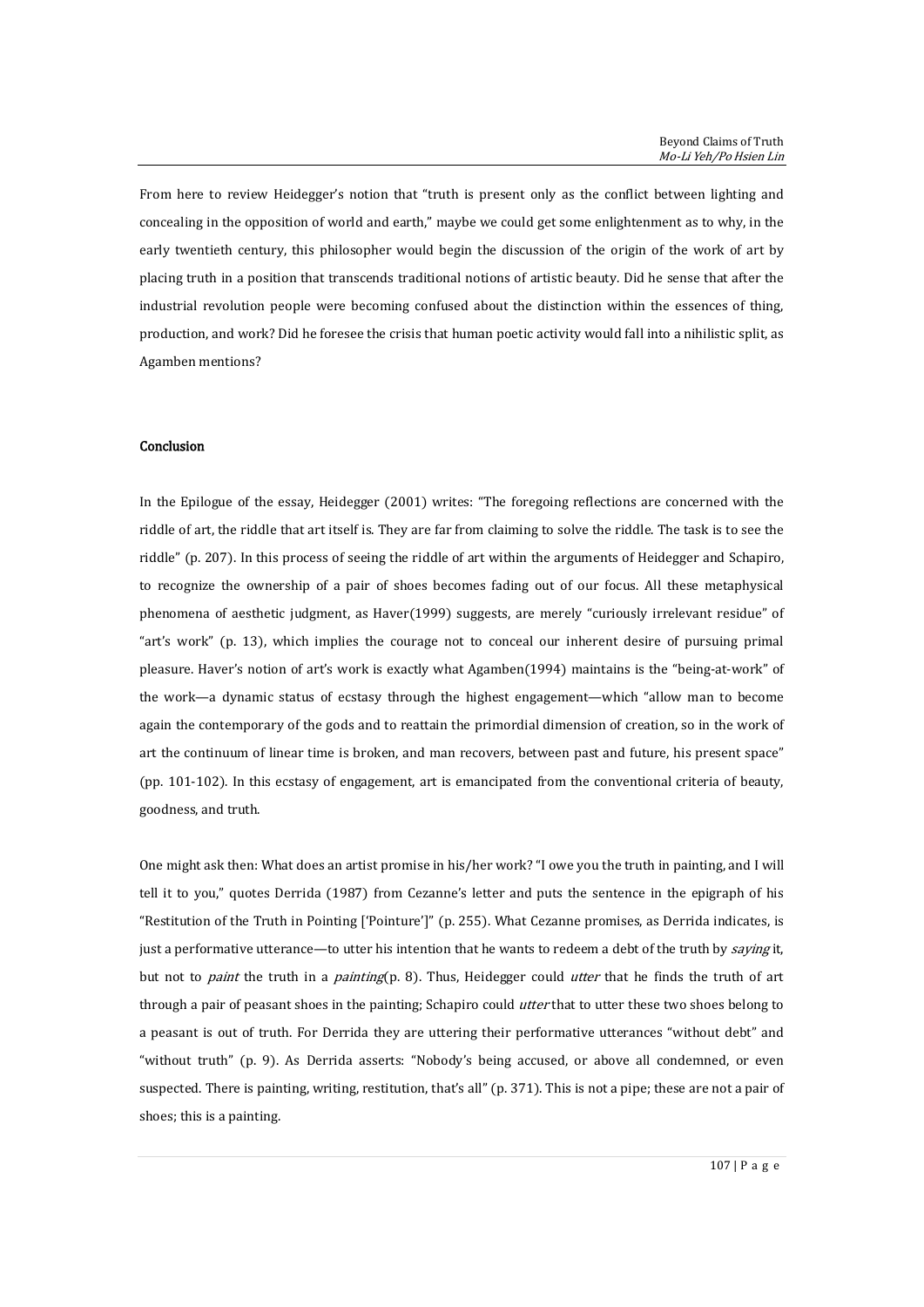From here to review Heidegger's notion that "truth is present only as the conflict between lighting and concealing in the opposition of world and earth," maybe we could get some enlightenment as to why, in the early twentieth century, this philosopher would begin the discussion of the origin of the work of art by placing truth in a position that transcends traditional notions of artistic beauty. Did he sense that after the industrial revolution people were becoming confused about the distinction within the essences of thing, production, and work? Did he foresee the crisis that human poetic activity would fall into a nihilistic split, as Agamben mentions?

## Conclusion

In the Epilogue of the essay, Heidegger (2001) writes: "The foregoing reflections are concerned with the riddle of art, the riddle that art itself is. They are far from claiming to solve the riddle. The task is to see the riddle" (p. 207). In this process of seeing the riddle of art within the arguments of Heidegger and Schapiro, to recognize the ownership of a pair of shoes becomes fading out of our focus. All these metaphysical phenomena of aesthetic judgment, as Haver(1999) suggests, are merely "curiously irrelevant residue" of "art's work" (p. 13), which implies the courage not to conceal our inherent desire of pursuing primal pleasure. Haver's notion of art's work is exactly what Agamben(1994) maintains is the "being-at-work" of the work—a dynamic status of ecstasy through the highest engagement—which "allow man to become again the contemporary of the gods and to reattain the primordial dimension of creation, so in the work of art the continuum of linear time is broken, and man recovers, between past and future, his present space" (pp. 101-102). In this ecstasy of engagement, art is emancipated from the conventional criteria of beauty, goodness, and truth.

One might ask then: What does an artist promise in his/her work? "I owe you the truth in painting, and I will tell it to you," quotes Derrida (1987) from Cezanne's letter and puts the sentence in the epigraph of his "Restitution of the Truth in Pointing ['Pointure']" (p. 255). What Cezanne promises, as Derrida indicates, is just a performative utterance—to utter his intention that he wants to redeem a debt of the truth by *saying* it, but not to *paint* the truth in a *painting*(p. 8). Thus, Heidegger could *utter* that he finds the truth of art through a pair of peasant shoes in the painting; Schapiro could *utter* that to utter these two shoes belong to a peasant is out of truth. For Derrida they are uttering their performative utterances "without debt" and "without truth" (p. 9). As Derrida asserts: "Nobody's being accused, or above all condemned, or even suspected. There is painting, writing, restitution, that's all" (p. 371). This is not a pipe; these are not a pair of shoes; this is a painting.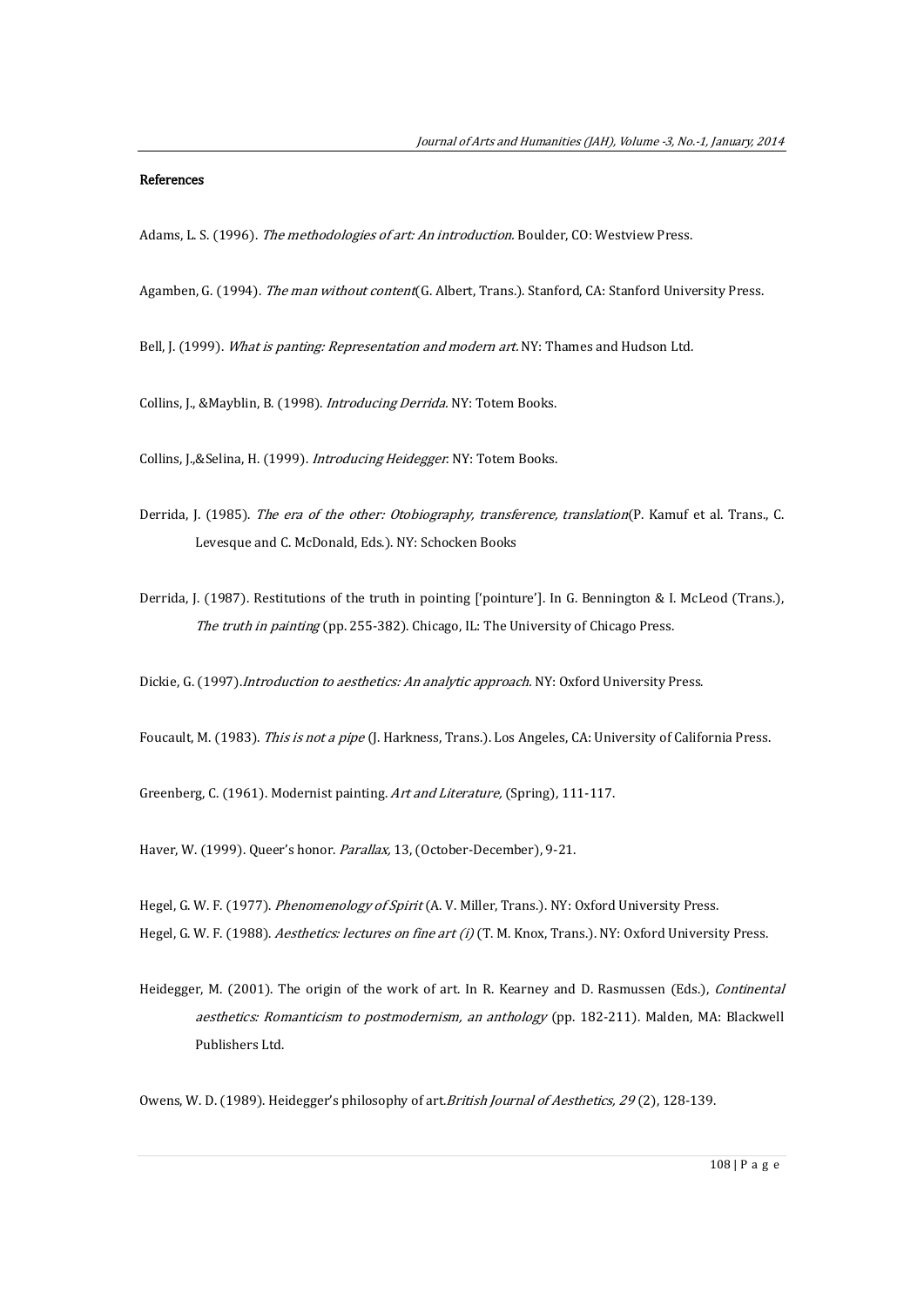#### References

Adams, L. S. (1996). *The methodologies of art: An introduction*. Boulder, CO: Westview Press.

Agamben, G. (1994). *The man without content*(G. Albert, Trans.). Stanford, CA: Stanford University Press.

Bell, J. (1999). *What is panting: Representation and modern art*. NY: Thames and Hudson Ltd.

Collins, J., &Mayblin, B. (1998). *Introducing Derrida*. NY: Totem Books.

Collins, J.,&Selina, H. (1999). *Introducing Heidegger*. NY: Totem Books.

Derrida, J. (1985). *The era of the other: Otobiography, transference, translation*(P. Kamuf et al. Trans., C. Levesque and C. McDonald, Eds.). NY: Schocken Books

Derrida, J. (1987). Restitutions of the truth in pointing ['pointure']. In G. Bennington & I. McLeod (Trans.), *The truth in painting* (pp. 255-382). Chicago, IL: The University of Chicago Press.

Dickie, G. (1997).*Introduction to aesthetics: An analytic approach*. NY: Oxford University Press.

Foucault, M. (1983). *This is not a pipe* (J. Harkness, Trans.). Los Angeles, CA: University of California Press.

Greenberg, C. (1961). Modernist painting. *Art and Literature,* (Spring), 111-117.

Haver, W. (1999). Queer's honor. *Parallax,* 13, (October-December), 9-21.

Hegel, G. W. F. (1977). *Phenomenology of Spirit* (A. V. Miller, Trans.). NY: Oxford University Press.

Hegel, G. W. F. (1988). *Aesthetics: lectures on fine art (i)* (T. M. Knox, Trans.). NY: Oxford University Press.

Heidegger, M. (2001). The origin of the work of art. In R. Kearney and D. Rasmussen (Eds.), *Continental aesthetics: Romanticism to postmodernism, an anthology* (pp. 182-211). Malden, MA: Blackwell Publishers Ltd.

Owens, W. D. (1989). Heidegger's philosophy of art.*British Journal of Aesthetics, 29* (2), 128-139.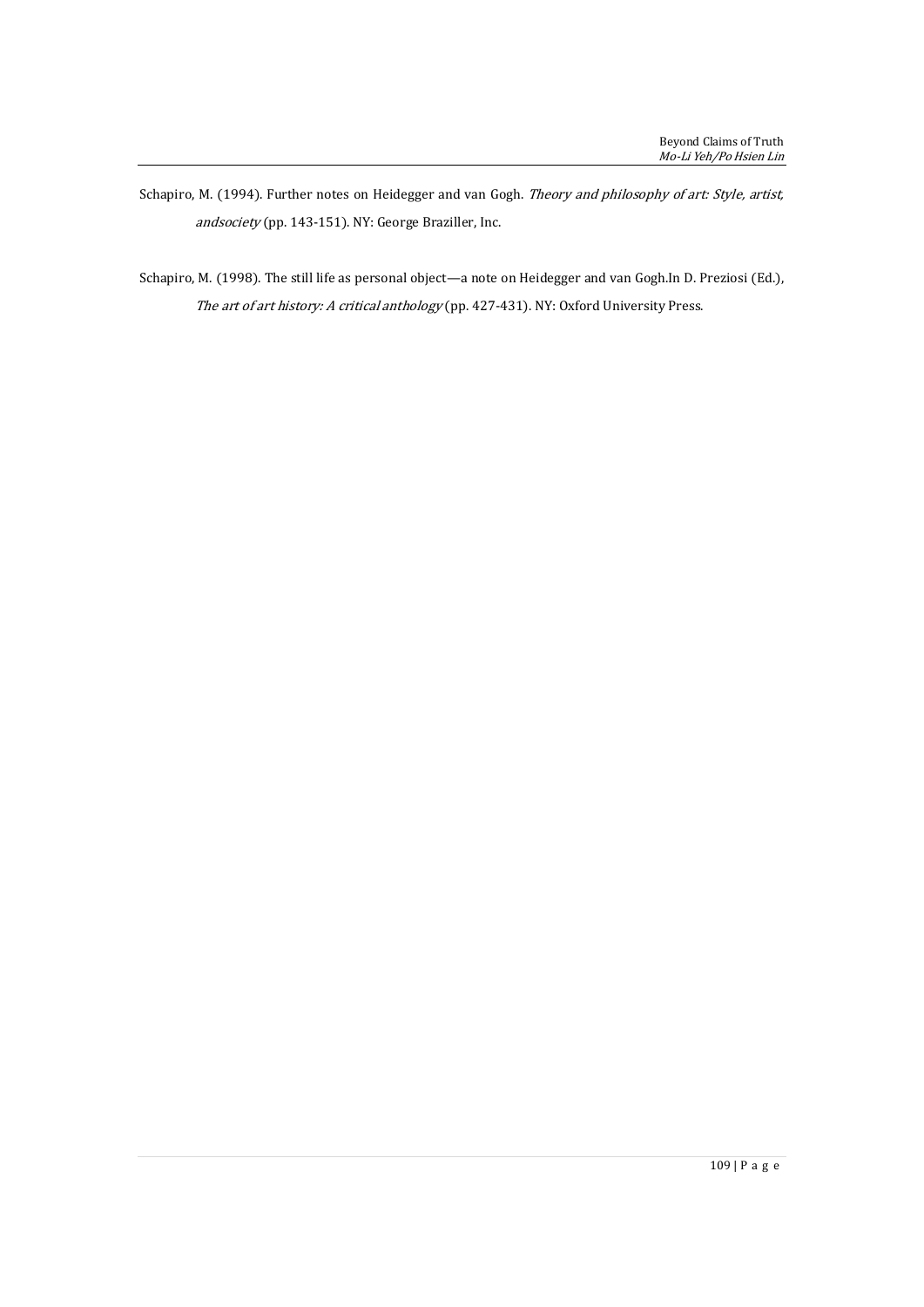Schapiro, M. (1994). Further notes on Heidegger and van Gogh. *Theory and philosophy of art: Style, artist, andsociety* (pp. 143-151). NY: George Braziller, Inc.

Schapiro, M. (1998). The still life as personal object—a note on Heidegger and van Gogh.In D. Preziosi (Ed.), *The art of art history: A critical anthology* (pp. 427-431). NY: Oxford University Press.